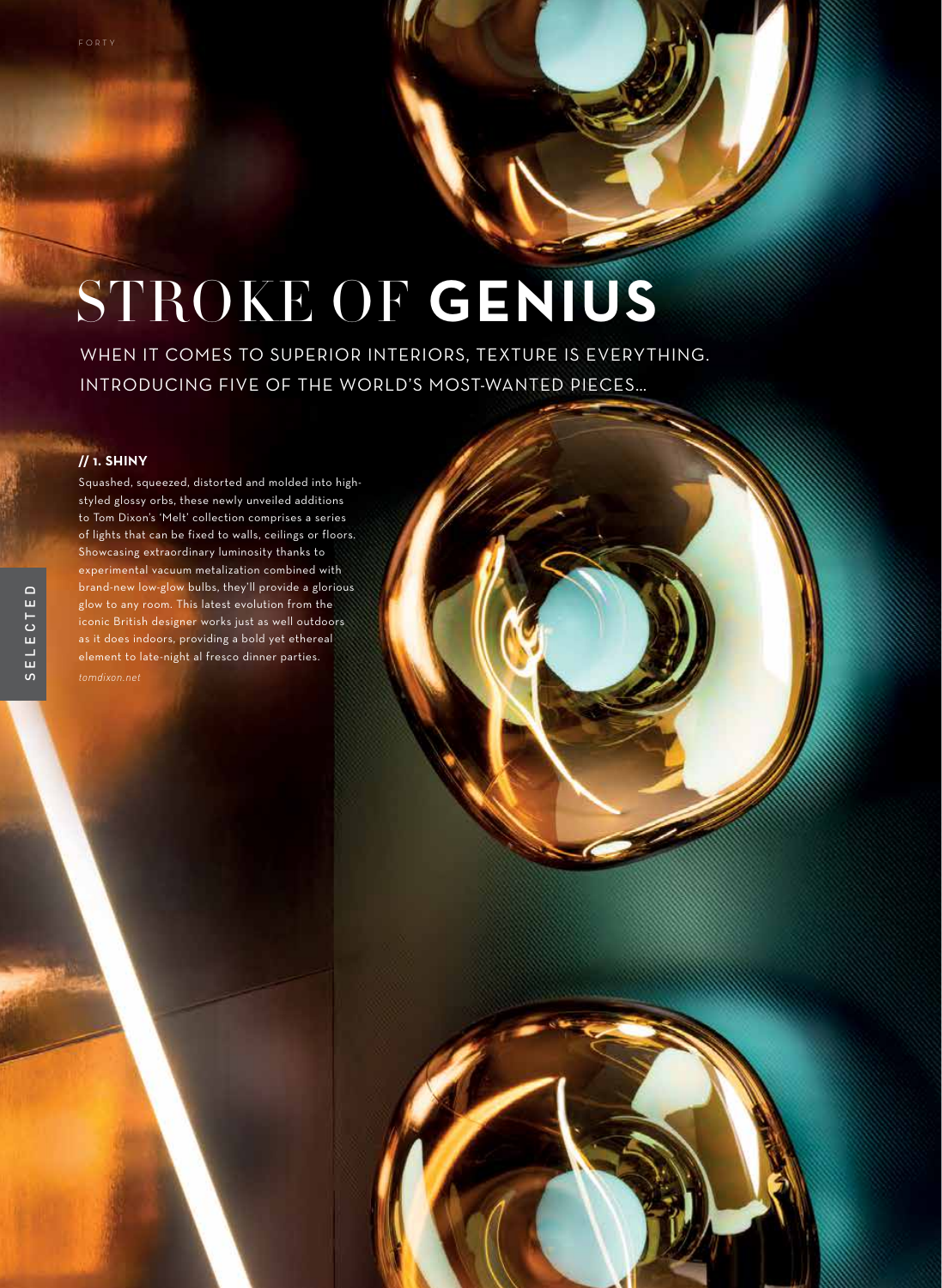# STROKE OF **GENIUS**

WHEN IT COMES TO SUPERIOR INTERIORS, TEXTURE IS EVERYTHING. INTRODUCING FIVE OF THE WORLD'S MOST-WANTED PIECES…

**// 1. SHINY**

Squashed, squeezed, distorted and molded into high-styled glossy orbs, these newly unveiled additions to Tom Dixon's 'Melt' collection comprises a series of lights that can be fixed to walls, ceilings or floors. Showcasing extraordinary luminosity thanks to experimental vacuum metalization combined with brand-new low-glow bulbs, they'll provide a glorious glow to any room. This latest evolution from the iconic British designer works just as well outdoors as it does indoors, providing a bold yet ethereal element to late-night al fresco dinner parties.

*tomdixon.net*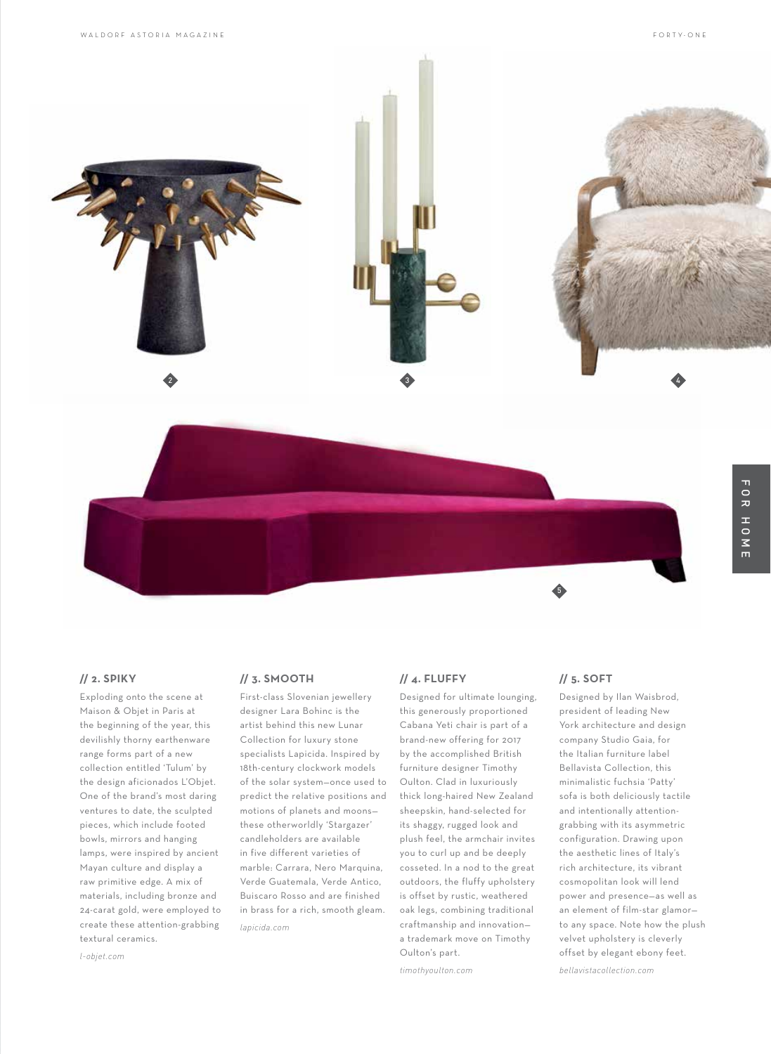## // 2. SPIKY

Exploding onto the scene at Maison & Objet in Paris at the beginning of the year, this devilishly thorny earthenware range forms part of a new collection entitled 'Tulum' by the design aficionados L'Objet. One of the brand's most daring ventures to date, the sculpted pieces, which include footed bowls, mirrors and hanging lamps, were inspired by ancient Mayan culture and display a raw primitive edge. A mix of materials, including bronze and 24-carat gold, were employed to create these attention-grabbing textural ceramics.

*l-objet.com*

## // 3. SMOOTH

First-class Slovenian jewellery designer Lara Bohinc is the artist behind this new Lunar Collection for luxury stone specialists Lapicida. Inspired by 18th-century clockwork models of the solar system—once used to predict the relative positions and motions of planets and moons—these otherworldly 'Stargazer' candleholders are available in five different varieties of marble: Carrara, Nero Marquina, Verde Guatemala, Verde Antico, Buiscaro Rosso and are finished in brass for a rich, smooth gleam.

*lapicida.com*

## // 4. FLUFFY

Designed for ultimate lounging, this generously proportioned Cabana Yeti chair is part of a brand-new offering for 2017 by the accomplished British furniture designer Timothy Oulton. Clad in luxuriously thick long-haired New Zealand sheepskin, hand-selected for its shaggy, rugged look and plush feel, the armchair invites you to curl up and be deeply cosseted. In a nod to the great outdoors, the fluffy upholstery is offset by rustic, weathered oak legs, combining traditional craftmanship and innovation—a trademark move on Timothy Oulton's part.

*timothyoulton.com*

## // 5. SOFT

Designed by Ilan Waisbrod, president of leading New York architecture and design company Studio Gaia, for the Italian furniture label Bellavista Collection, this minimalistic fuchsia 'Patty' sofa is both deliciously tactile and intentionally attention-grabbing with its asymmetric configuration. Drawing upon the aesthetic lines of Italy's rich architecture, its vibrant cosmopolitan look will lend power and presence—as well as an element of film-star glamor—to any space. Note how the plush velvet upholstery is cleverly offset by elegant ebony feet.

*bellavistacollection.com*